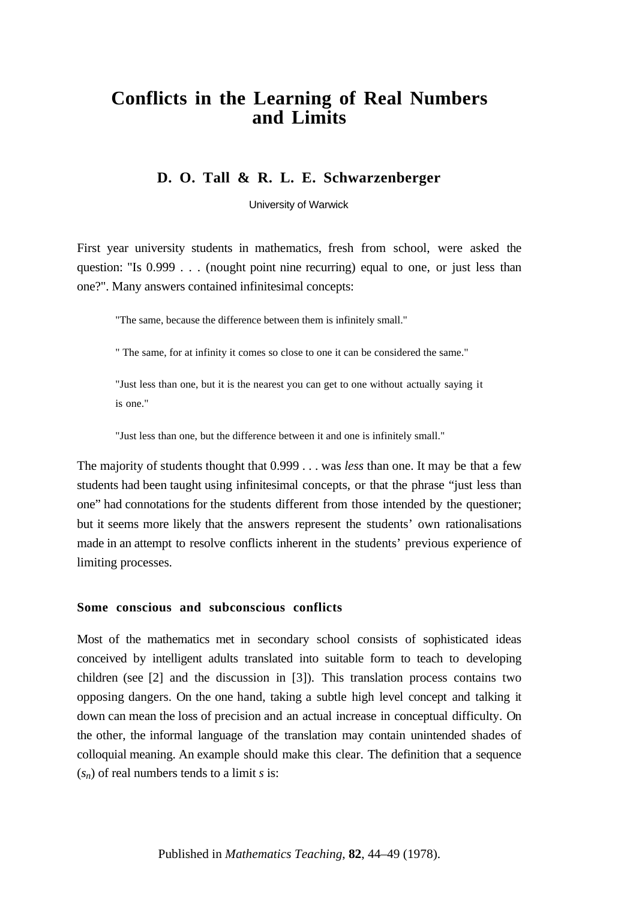# Conflicts in the Learning of Real Numbers and Limits

**D. O. Tall & R. L. E. Schwarzenberger**

University of Warwick

First year university students in mathematics, fresh from school, were asked the question: "Is 0.999 . . . (nought point nine recurring) equal to one, or just less than one?". Many answers contained infinitesimal concepts:

> "The same, because the difference between them is infinitely small."
>
> " The same, for at infinity it comes so close to one it can be considered the same."
>
> "Just less than one, but it is the nearest you can get to one without actually saying it is one."
>
> "Just less than one, but the difference between it and one is infinitely small."

The majority of students thought that 0.999 . . . was *less* than one. It may be that a few students had been taught using infinitesimal concepts, or that the phrase "just less than one" had connotations for the students different from those intended by the questioner; but it seems more likely that the answers represent the students' own rationalisations made in an attempt to resolve conflicts inherent in the students' previous experience of limiting processes.

### Some conscious and subconscious conflicts

Most of the mathematics met in secondary school consists of sophisticated ideas conceived by intelligent adults translated into suitable form to teach to developing children (see [2] and the discussion in [3]). This translation process contains two opposing dangers. On the one hand, taking a subtle high level concept and talking it down can mean the loss of precision and an actual increase in conceptual difficulty. On the other, the informal language of the translation may contain unintended shades of colloquial meaning. An example should make this clear. The definition that a sequence ($s_n$) of real numbers tends to a limit $s$ is:

Published in *Mathematics Teaching*, **82**, 44–49 (1978).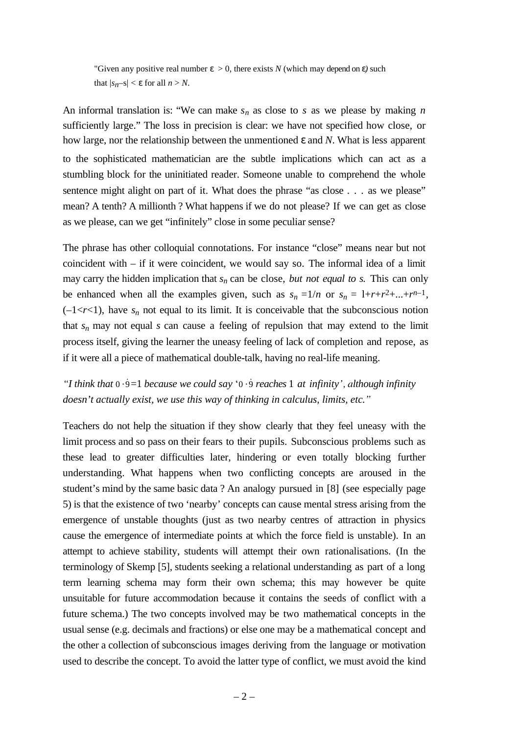> "Given any positive real number $\varepsilon > 0$, there exists $N$ (which may depend on $\varepsilon$) such that $|s_n - s| < \varepsilon$ for all $n > N$.

An informal translation is: "We can make $s_n$ as close to $s$ as we please by making $n$ sufficiently large." The loss in precision is clear: we have not specified how close, or how large, nor the relationship between the unmentioned $\varepsilon$ and $N$. What is less apparent to the sophisticated mathematician are the subtle implications which can act as a stumbling block for the uninitiated reader. Someone unable to comprehend the whole sentence might alight on part of it. What does the phrase "as close . . . as we please" mean? A tenth? A millionth ? What happens if we do not please? If we can get as close as we please, can we get "infinitely" close in some peculiar sense?

The phrase has other colloquial connotations. For instance "close" means near but not coincident with – if it were coincident, we would say so. The informal idea of a limit may carry the hidden implication that $s_n$ can be close, *but not equal to s.* This can only be enhanced when all the examples given, such as $s_n = 1/n$ or $s_n = 1+r+r^2+...+r^{n-1}$, $(-1<r<1)$, have $s_n$ not equal to its limit. It is conceivable that the subconscious notion that $s_n$ may not equal $s$ can cause a feeling of repulsion that may extend to the limit process itself, giving the learner the uneasy feeling of lack of completion and repose, as if it were all a piece of mathematical double-talk, having no real-life meaning.

*"I think that $0\cdot\dot{9}=1$ because we could say '$0\cdot\dot{9}$ reaches 1 at infinity', although infinity doesn't actually exist, we use this way of thinking in calculus, limits, etc."*

Teachers do not help the situation if they show clearly that they feel uneasy with the limit process and so pass on their fears to their pupils. Subconscious problems such as these lead to greater difficulties later, hindering or even totally blocking further understanding. What happens when two conflicting concepts are aroused in the student's mind by the same basic data ? An analogy pursued in [8] (see especially page 5) is that the existence of two 'nearby' concepts can cause mental stress arising from the emergence of unstable thoughts (just as two nearby centres of attraction in physics cause the emergence of intermediate points at which the force field is unstable). In an attempt to achieve stability, students will attempt their own rationalisations. (In the terminology of Skemp [5], students seeking a relational understanding as part of a long term learning schema may form their own schema; this may however be quite unsuitable for future accommodation because it contains the seeds of conflict with a future schema.) The two concepts involved may be two mathematical concepts in the usual sense (e.g. decimals and fractions) or else one may be a mathematical concept and the other a collection of subconscious images deriving from the language or motivation used to describe the concept. To avoid the latter type of conflict, we must avoid the kind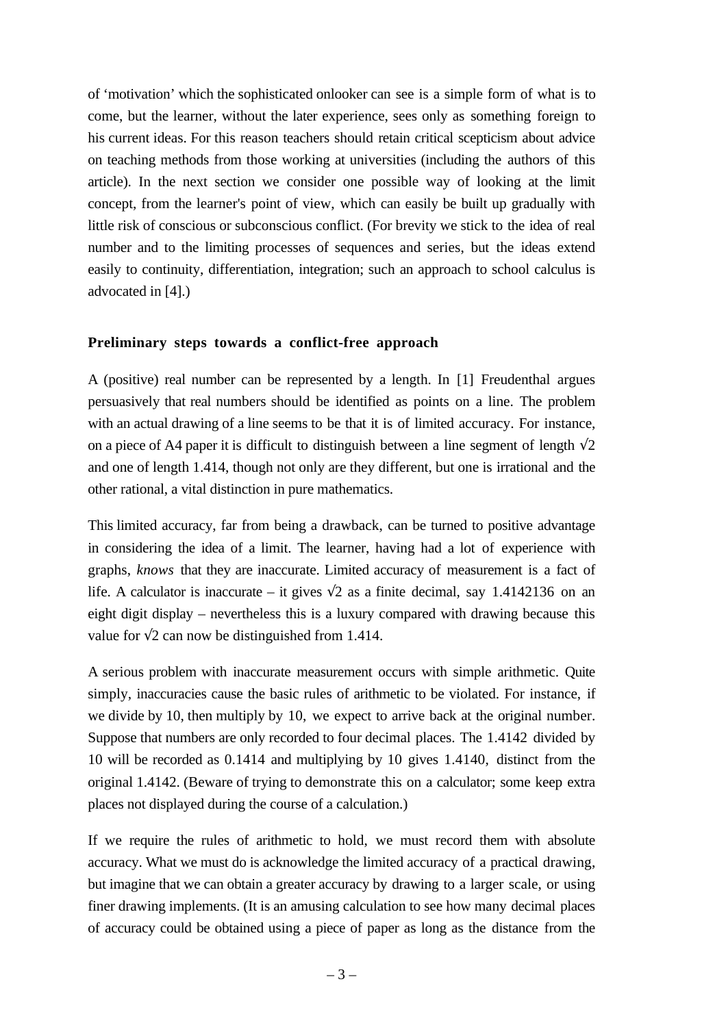of 'motivation' which the sophisticated onlooker can see is a simple form of what is to come, but the learner, without the later experience, sees only as something foreign to his current ideas. For this reason teachers should retain critical scepticism about advice on teaching methods from those working at universities (including the authors of this article). In the next section we consider one possible way of looking at the limit concept, from the learner's point of view, which can easily be built up gradually with little risk of conscious or subconscious conflict. (For brevity we stick to the idea of real number and to the limiting processes of sequences and series, but the ideas extend easily to continuity, differentiation, integration; such an approach to school calculus is advocated in [4].)

## Preliminary steps towards a conflict-free approach

A (positive) real number can be represented by a length. In [1] Freudenthal argues persuasively that real numbers should be identified as points on a line. The problem with an actual drawing of a line seems to be that it is of limited accuracy. For instance, on a piece of A4 paper it is difficult to distinguish between a line segment of length $\sqrt{2}$ and one of length 1.414, though not only are they different, but one is irrational and the other rational, a vital distinction in pure mathematics.

This limited accuracy, far from being a drawback, can be turned to positive advantage in considering the idea of a limit. The learner, having had a lot of experience with graphs, *knows* that they are inaccurate. Limited accuracy of measurement is a fact of life. A calculator is inaccurate – it gives $\sqrt{2}$ as a finite decimal, say 1.4142136 on an eight digit display – nevertheless this is a luxury compared with drawing because this value for $\sqrt{2}$ can now be distinguished from 1.414.

A serious problem with inaccurate measurement occurs with simple arithmetic. Quite simply, inaccuracies cause the basic rules of arithmetic to be violated. For instance, if we divide by 10, then multiply by 10, we expect to arrive back at the original number. Suppose that numbers are only recorded to four decimal places. The 1.4142 divided by 10 will be recorded as 0.1414 and multiplying by 10 gives 1.4140, distinct from the original 1.4142. (Beware of trying to demonstrate this on a calculator; some keep extra places not displayed during the course of a calculation.)

If we require the rules of arithmetic to hold, we must record them with absolute accuracy. What we must do is acknowledge the limited accuracy of a practical drawing, but imagine that we can obtain a greater accuracy by drawing to a larger scale, or using finer drawing implements. (It is an amusing calculation to see how many decimal places of accuracy could be obtained using a piece of paper as long as the distance from the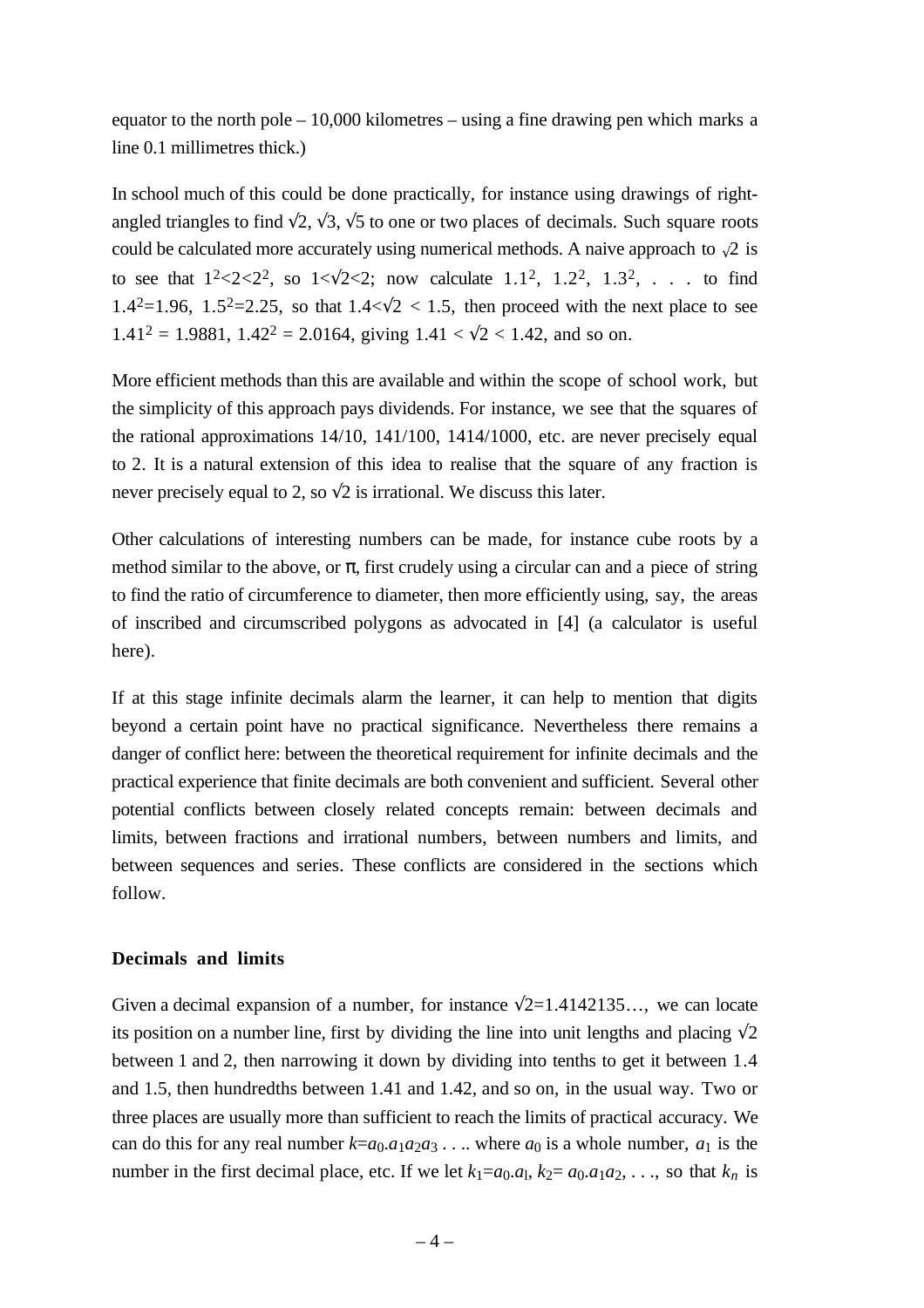equator to the north pole – 10,000 kilometres – using a fine drawing pen which marks a line 0.1 millimetres thick.)

In school much of this could be done practically, for instance using drawings of right-angled triangles to find $\sqrt{2}$, $\sqrt{3}$, $\sqrt{5}$ to one or two places of decimals. Such square roots could be calculated more accurately using numerical methods. A naive approach to $\sqrt{2}$ is to see that $1^2<2<2^2$, so $1<\sqrt{2}<2$; now calculate $1.1^2$, $1.2^2$, $1.3^2$, . . . to find $1.4^2=1.96$, $1.5^2=2.25$, so that $1.4<\sqrt{2} < 1.5$, then proceed with the next place to see $1.41^2 = 1.9881$, $1.42^2 = 2.0164$, giving $1.41 < \sqrt{2} < 1.42$, and so on.

More efficient methods than this are available and within the scope of school work, but the simplicity of this approach pays dividends. For instance, we see that the squares of the rational approximations 14/10, 141/100, 1414/1000, etc. are never precisely equal to 2. It is a natural extension of this idea to realise that the square of any fraction is never precisely equal to 2, so $\sqrt{2}$ is irrational. We discuss this later.

Other calculations of interesting numbers can be made, for instance cube roots by a method similar to the above, or $\pi$, first crudely using a circular can and a piece of string to find the ratio of circumference to diameter, then more efficiently using, say, the areas of inscribed and circumscribed polygons as advocated in [4] (a calculator is useful here).

If at this stage infinite decimals alarm the learner, it can help to mention that digits beyond a certain point have no practical significance. Nevertheless there remains a danger of conflict here: between the theoretical requirement for infinite decimals and the practical experience that finite decimals are both convenient and sufficient. Several other potential conflicts between closely related concepts remain: between decimals and limits, between fractions and irrational numbers, between numbers and limits, and between sequences and series. These conflicts are considered in the sections which follow.

**Decimals and limits**

Given a decimal expansion of a number, for instance $\sqrt{2}=1.4142135\ldots$, we can locate its position on a number line, first by dividing the line into unit lengths and placing $\sqrt{2}$ between 1 and 2, then narrowing it down by dividing into tenths to get it between 1.4 and 1.5, then hundredths between 1.41 and 1.42, and so on, in the usual way. Two or three places are usually more than sufficient to reach the limits of practical accuracy. We can do this for any real number $k=a_0.a_1a_2a_3\ldots$. where $a_0$ is a whole number, $a_1$ is the number in the first decimal place, etc. If we let $k_1=a_0.a_1$, $k_2= a_0.a_1a_2$, . . ., so that $k_n$ is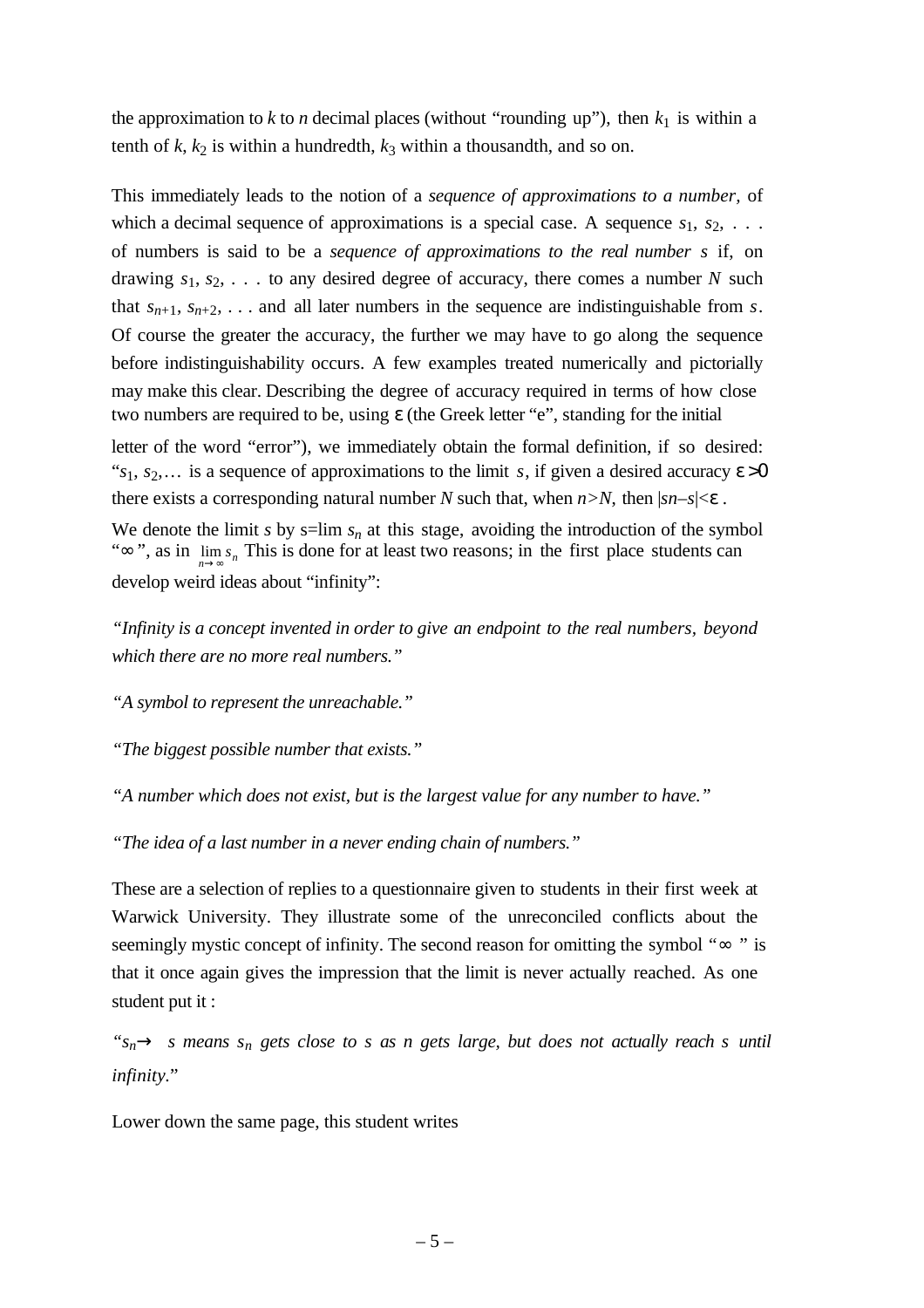the approximation to $k$ to $n$ decimal places (without "rounding up"), then $k_1$ is within a tenth of $k$, $k_2$ is within a hundredth, $k_3$ within a thousandth, and so on.

This immediately leads to the notion of a *sequence of approximations to a number*, of which a decimal sequence of approximations is a special case. A sequence $s_1, s_2, \ldots$ of numbers is said to be a *sequence of approximations to the real number s* if, on drawing $s_1, s_2, \ldots$ to any desired degree of accuracy, there comes a number $N$ such that $s_{n+1}, s_{n+2}, \ldots$ and all later numbers in the sequence are indistinguishable from $s$. Of course the greater the accuracy, the further we may have to go along the sequence before indistinguishability occurs. A few examples treated numerically and pictorially may make this clear. Describing the degree of accuracy required in terms of how close two numbers are required to be, using $\varepsilon$ (the Greek letter "e", standing for the initial letter of the word "error"), we immediately obtain the formal definition, if so desired: "$s_1, s_2, \ldots$ is a sequence of approximations to the limit $s$, if given a desired accuracy $\varepsilon > 0$ there exists a corresponding natural number $N$ such that, when $n > N$, then $|sn - s| < \varepsilon$.

We denote the limit $s$ by $s = \lim s_n$ at this stage, avoiding the introduction of the symbol "$\infty$", as in $\lim_{n \to \infty} s_n$ This is done for at least two reasons; in the first place students can develop weird ideas about "infinity":

*"Infinity is a concept invented in order to give an endpoint to the real numbers, beyond which there are no more real numbers."*

*"A symbol to represent the unreachable."*

*"The biggest possible number that exists."*

*"A number which does not exist, but is the largest value for any number to have."*

*"The idea of a last number in a never ending chain of numbers."*

These are a selection of replies to a questionnaire given to students in their first week at Warwick University. They illustrate some of the unreconciled conflicts about the seemingly mystic concept of infinity. The second reason for omitting the symbol "$\infty$" is that it once again gives the impression that the limit is never actually reached. As one student put it :

"*$s_n \to s$ means $s_n$ gets close to $s$ as $n$ gets large, but does not actually reach $s$ until infinity.*"

Lower down the same page, this student writes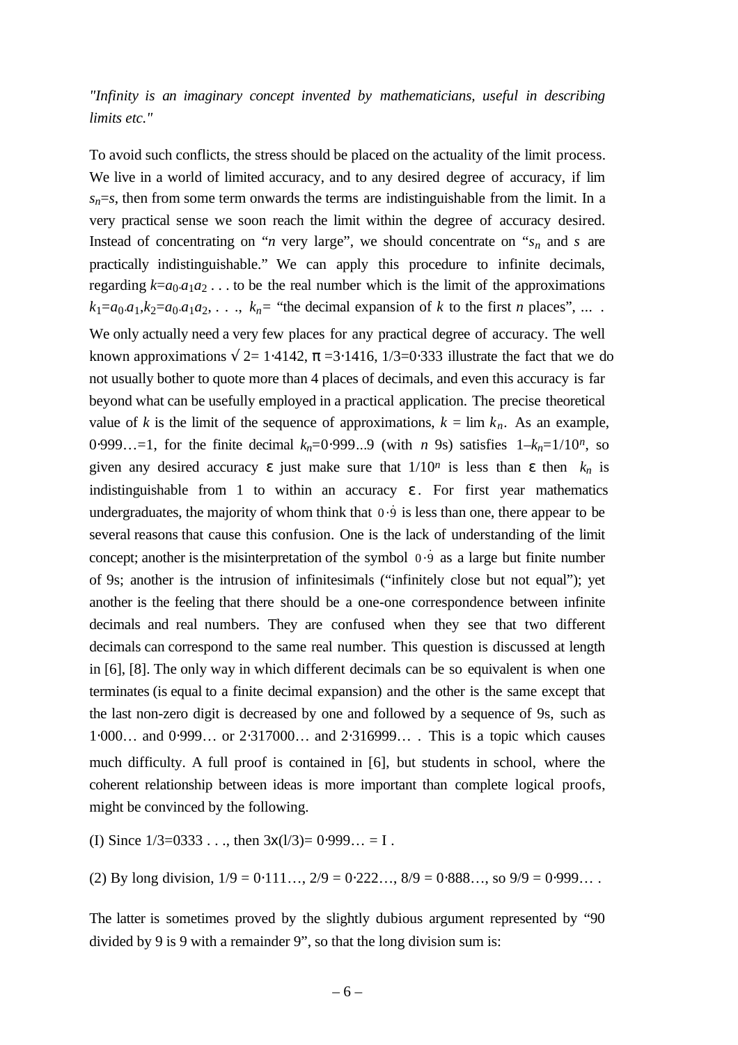*"Infinity is an imaginary concept invented by mathematicians, useful in describing limits etc."*

To avoid such conflicts, the stress should be placed on the actuality of the limit process. We live in a world of limited accuracy, and to any desired degree of accuracy, if lim $s_n = s$, then from some term onwards the terms are indistinguishable from the limit. In a very practical sense we soon reach the limit within the degree of accuracy desired. Instead of concentrating on "$n$ very large", we should concentrate on "$s_n$ and $s$ are practically indistinguishable." We can apply this procedure to infinite decimals, regarding $k = a_0 \cdot a_1 a_2 \ldots$ to be the real number which is the limit of the approximations $k_1 = a_0 \cdot a_1, k_2 = a_0 \cdot a_1 a_2, \ldots, k_n =$ "the decimal expansion of $k$ to the first $n$ places", ... . We only actually need a very few places for any practical degree of accuracy. The well known approximations $\sqrt{2} = 1{\cdot}4142$, $\pi = 3{\cdot}1416$, $1/3 = 0{\cdot}333$ illustrate the fact that we do not usually bother to quote more than 4 places of decimals, and even this accuracy is far beyond what can be usefully employed in a practical application. The precise theoretical value of $k$ is the limit of the sequence of approximations, $k = \lim k_n$. As an example, $0{\cdot}999\ldots = 1$, for the finite decimal $k_n = 0{\cdot}999\ldots9$ (with $n$ 9s) satisfies $1 - k_n = 1/10^n$, so given any desired accuracy $\varepsilon$ just make sure that $1/10^n$ is less than $\varepsilon$ then $k_n$ is indistinguishable from 1 to within an accuracy $\varepsilon$. For first year mathematics undergraduates, the majority of whom think that $0{\cdot}\dot{9}$ is less than one, there appear to be several reasons that cause this confusion. One is the lack of understanding of the limit concept; another is the misinterpretation of the symbol $0{\cdot}\dot{9}$ as a large but finite number of 9s; another is the intrusion of infinitesimals ("infinitely close but not equal"); yet another is the feeling that there should be a one-one correspondence between infinite decimals and real numbers. They are confused when they see that two different decimals can correspond to the same real number. This question is discussed at length in [6], [8]. The only way in which different decimals can be so equivalent is when one terminates (is equal to a finite decimal expansion) and the other is the same except that the last non-zero digit is decreased by one and followed by a sequence of 9s, such as $1{\cdot}000\ldots$ and $0{\cdot}999\ldots$ or $2{\cdot}317000\ldots$ and $2{\cdot}316999\ldots$ . This is a topic which causes much difficulty. A full proof is contained in [6], but students in school, where the coherent relationship between ideas is more important than complete logical proofs, might be convinced by the following.

(I) Since $1/3 = 0333\ldots$, then $3 \times (1/3) = 0{\cdot}999\ldots = 1$ .

(2) By long division, $1/9 = 0{\cdot}111\ldots$, $2/9 = 0{\cdot}222\ldots$, $8/9 = 0{\cdot}888\ldots$, so $9/9 = 0{\cdot}999\ldots$ .

The latter is sometimes proved by the slightly dubious argument represented by "90 divided by 9 is 9 with a remainder 9", so that the long division sum is: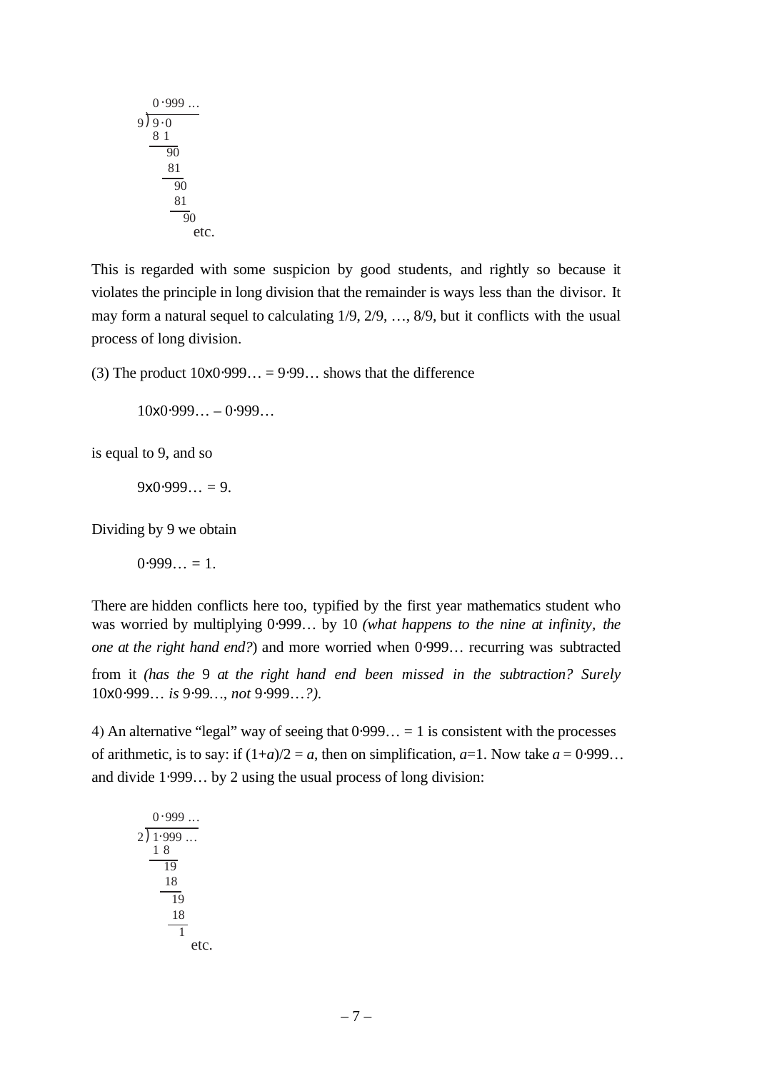```
      0·999 …
   9)9·0
     8 1
       90
       81
        90
        81
         90
           etc.
```

This is regarded with some suspicion by good students, and rightly so because it violates the principle in long division that the remainder is ways less than the divisor. It may form a natural sequel to calculating 1/9, 2/9, …, 8/9, but it conflicts with the usual process of long division.

(3) The product 10x0·999… = 9·99… shows that the difference

10x0·999… – 0·999…

is equal to 9, and so

9x0·999… = 9.

Dividing by 9 we obtain

0·999… = 1.

There are hidden conflicts here too, typified by the first year mathematics student who was worried by multiplying 0·999… by 10 *(what happens to the nine at infinity, the one at the right hand end?*) and more worried when 0·999… recurring was subtracted from it *(has the* 9 *at the right hand end been missed in the subtraction? Surely* 10x0·999… *is* 9·99…, *not* 9·999…*?).*

4) An alternative "legal" way of seeing that 0·999… = 1 is consistent with the processes of arithmetic, is to say: if $(1+a)/2 = a$, then on simplification, $a$=1. Now take $a$ = 0·999… and divide 1·999… by 2 using the usual process of long division:

```
      0·999 …
   2)1·999 …
     1 8
       19
       18
        19
        18
         1
           etc.
```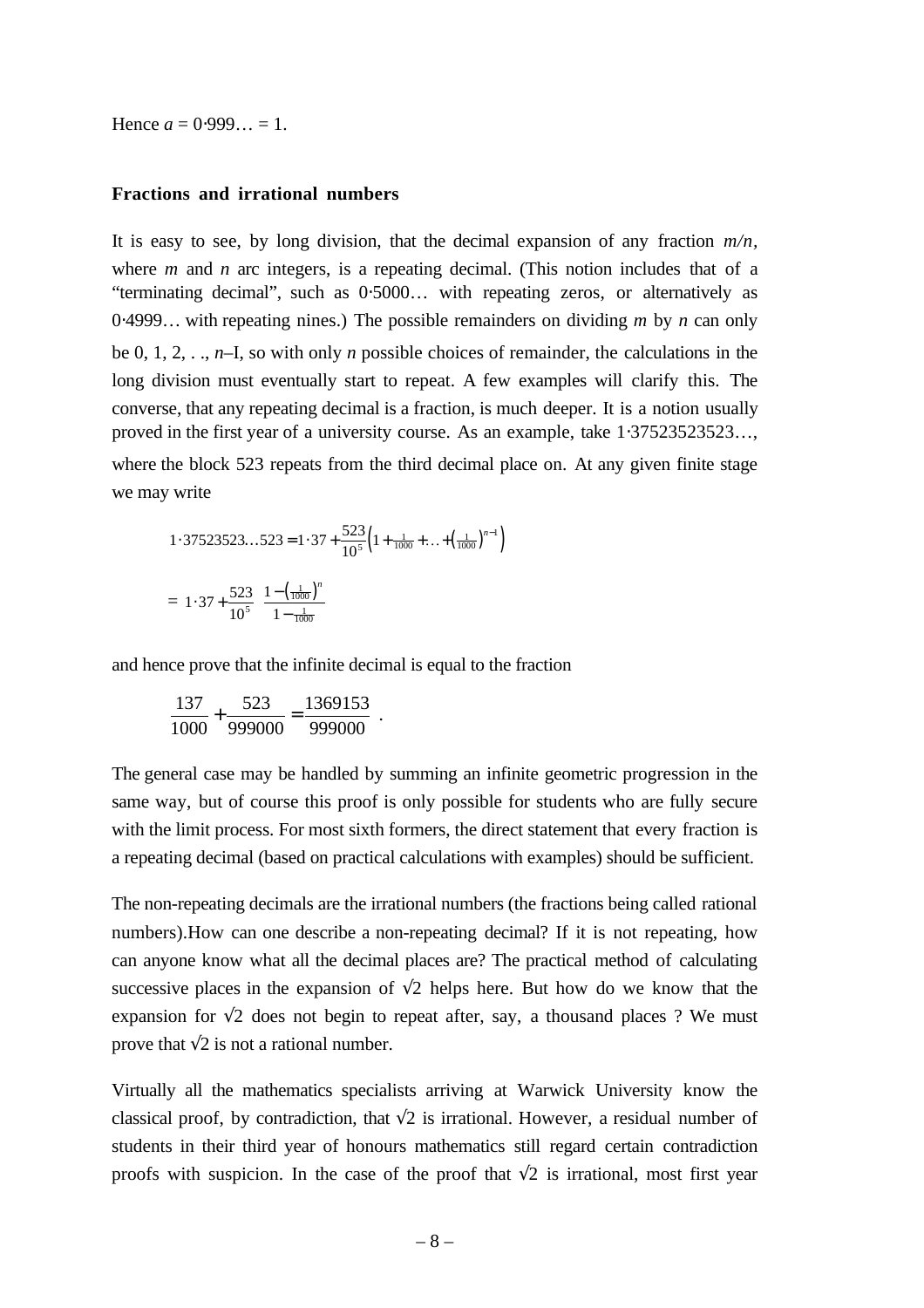Hence $a = 0{\cdot}999\ldots = 1$.

**Fractions and irrational numbers**

It is easy to see, by long division, that the decimal expansion of any fraction *m/n*, where *m* and *n* arc integers, is a repeating decimal. (This notion includes that of a "terminating decimal", such as 0·5000… with repeating zeros, or alternatively as 0·4999… with repeating nines.) The possible remainders on dividing *m* by *n* can only be 0, 1, 2, . ., *n*–I, so with only *n* possible choices of remainder, the calculations in the long division must eventually start to repeat. A few examples will clarify this. The converse, that any repeating decimal is a fraction, is much deeper. It is a notion usually proved in the first year of a university course. As an example, take 1·37523523523…, where the block 523 repeats from the third decimal place on. At any given finite stage we may write

$$1\cdot 37523523\ldots 523 = 1\cdot 37 + \frac{523}{10^5}\left(1 + \tfrac{1}{1000} + \ldots + \left(\tfrac{1}{1000}\right)^{n-1}\right)$$

$$= 1\cdot 37 + \frac{523}{10^5}\;\frac{1-\left(\frac{1}{1000}\right)^n}{1-\frac{1}{1000}}$$

and hence prove that the infinite decimal is equal to the fraction

$$\frac{137}{1000} + \frac{523}{999000} = \frac{1369153}{999000}\ .$$

The general case may be handled by summing an infinite geometric progression in the same way, but of course this proof is only possible for students who are fully secure with the limit process. For most sixth formers, the direct statement that every fraction is a repeating decimal (based on practical calculations with examples) should be sufficient.

The non-repeating decimals are the irrational numbers (the fractions being called rational numbers).How can one describe a non-repeating decimal? If it is not repeating, how can anyone know what all the decimal places are? The practical method of calculating successive places in the expansion of $\sqrt{2}$ helps here. But how do we know that the expansion for $\sqrt{2}$ does not begin to repeat after, say, a thousand places ? We must prove that $\sqrt{2}$ is not a rational number.

Virtually all the mathematics specialists arriving at Warwick University know the classical proof, by contradiction, that $\sqrt{2}$ is irrational. However, a residual number of students in their third year of honours mathematics still regard certain contradiction proofs with suspicion. In the case of the proof that $\sqrt{2}$ is irrational, most first year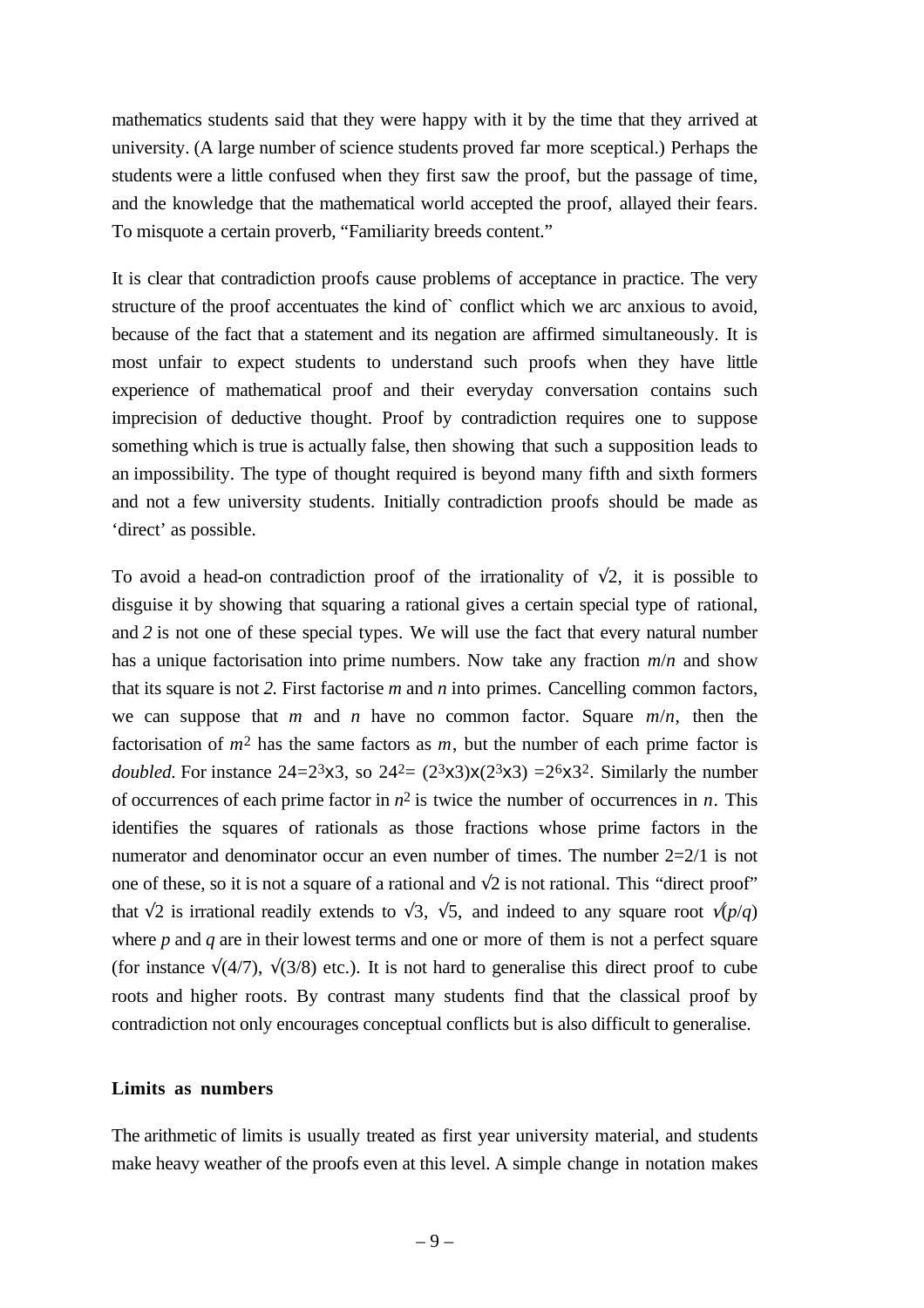mathematics students said that they were happy with it by the time that they arrived at university. (A large number of science students proved far more sceptical.) Perhaps the students were a little confused when they first saw the proof, but the passage of time, and the knowledge that the mathematical world accepted the proof, allayed their fears. To misquote a certain proverb, "Familiarity breeds content."

It is clear that contradiction proofs cause problems of acceptance in practice. The very structure of the proof accentuates the kind of` conflict which we arc anxious to avoid, because of the fact that a statement and its negation are affirmed simultaneously. It is most unfair to expect students to understand such proofs when they have little experience of mathematical proof and their everyday conversation contains such imprecision of deductive thought. Proof by contradiction requires one to suppose something which is true is actually false, then showing that such a supposition leads to an impossibility. The type of thought required is beyond many fifth and sixth formers and not a few university students. Initially contradiction proofs should be made as 'direct' as possible.

To avoid a head-on contradiction proof of the irrationality of $\sqrt{2}$, it is possible to disguise it by showing that squaring a rational gives a certain special type of rational, and *2* is not one of these special types. We will use the fact that every natural number has a unique factorisation into prime numbers. Now take any fraction $m/n$ and show that its square is not *2*. First factorise $m$ and $n$ into primes. Cancelling common factors, we can suppose that $m$ and $n$ have no common factor. Square $m/n$, then the factorisation of $m^2$ has the same factors as $m$, but the number of each prime factor is *doubled*. For instance $24=2^3 \times 3$, so $24^2= (2^3 \times 3) \times (2^3 \times 3) =2^6 \times 3^2$. Similarly the number of occurrences of each prime factor in $n^2$ is twice the number of occurrences in $n$. This identifies the squares of rationals as those fractions whose prime factors in the numerator and denominator occur an even number of times. The number $2=2/1$ is not one of these, so it is not a square of a rational and $\sqrt{2}$ is not rational. This "direct proof" that $\sqrt{2}$ is irrational readily extends to $\sqrt{3}$, $\sqrt{5}$, and indeed to any square root $\sqrt{(p/q)}$ where $p$ and $q$ are in their lowest terms and one or more of them is not a perfect square (for instance $\sqrt{(4/7)}$, $\sqrt{(3/8)}$ etc.). It is not hard to generalise this direct proof to cube roots and higher roots. By contrast many students find that the classical proof by contradiction not only encourages conceptual conflicts but is also difficult to generalise.

## Limits as numbers

The arithmetic of limits is usually treated as first year university material, and students make heavy weather of the proofs even at this level. A simple change in notation makes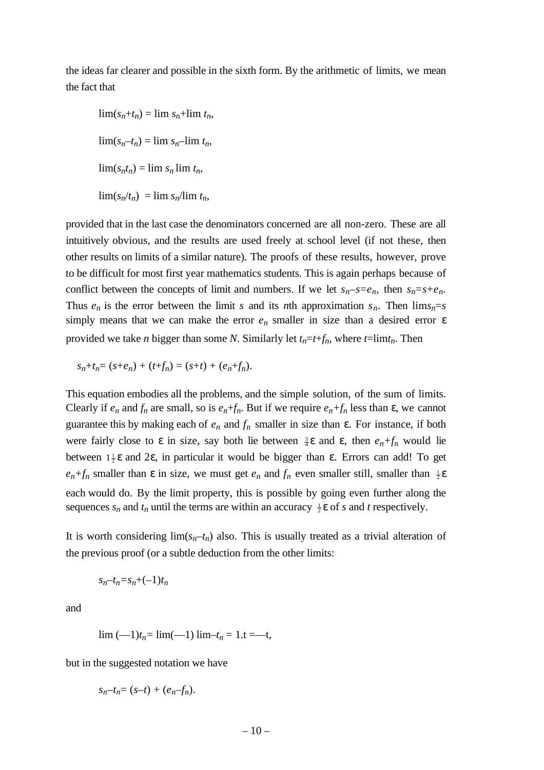the ideas far clearer and possible in the sixth form. By the arithmetic of limits, we mean the fact that

$$\lim(s_n+t_n) = \lim s_n + \lim t_n,$$

$$\lim(s_n-t_n) = \lim s_n - \lim t_n,$$

$$\lim(s_n t_n) = \lim s_n \lim t_n,$$

$$\lim(s_n/t_n) = \lim s_n / \lim t_n,$$

provided that in the last case the denominators concerned are all non-zero. These are all intuitively obvious, and the results are used freely at school level (if not these, then other results on limits of a similar nature). The proofs of these results, however, prove to be difficult for most first year mathematics students. This is again perhaps because of conflict between the concepts of limit and numbers. If we let $s_n - s = e_n$, then $s_n = s + e_n$. Thus $e_n$ is the error between the limit $s$ and its $n$th approximation $s_n$. Then $\lim s_n = s$ simply means that we can make the error $e_n$ smaller in size than a desired error $\varepsilon$ provided we take $n$ bigger than some $N$. Similarly let $t_n = t + f_n$, where $t = \lim t_n$. Then

$$s_n + t_n = (s+e_n) + (t+f_n) = (s+t) + (e_n+f_n).$$

This equation embodies all the problems, and the simple solution, of the sum of limits. Clearly if $e_n$ and $f_n$ are small, so is $e_n+f_n$. But if we require $e_n+f_n$ less than $\varepsilon$, we cannot guarantee this by making each of $e_n$ and $f_n$ smaller in size than $\varepsilon$. For instance, if both were fairly close to $\varepsilon$ in size, say both lie between $\frac{3}{4}\varepsilon$ and $\varepsilon$, then $e_n+f_n$ would lie between $1\frac{1}{2}\varepsilon$ and $2\varepsilon$, in particular it would be bigger than $\varepsilon$. Errors can add! To get $e_n+f_n$ smaller than $\varepsilon$ in size, we must get $e_n$ and $f_n$ even smaller still, smaller than $\frac{1}{2}\varepsilon$ each would do. By the limit property, this is possible by going even further along the sequences $s_n$ and $t_n$ until the terms are within an accuracy $\frac{1}{2}\varepsilon$ of $s$ and $t$ respectively.

It is worth considering $\lim(s_n-t_n)$ also. This is usually treated as a trivial alteration of the previous proof (or a subtle deduction from the other limits:

$$s_n - t_n = s_n + (-1)t_n$$

and

$$\lim (-1)t_n = \lim(-1) \lim -t_n = 1.t = -t,$$

but in the suggested notation we have

$$s_n - t_n = (s-t) + (e_n - f_n).$$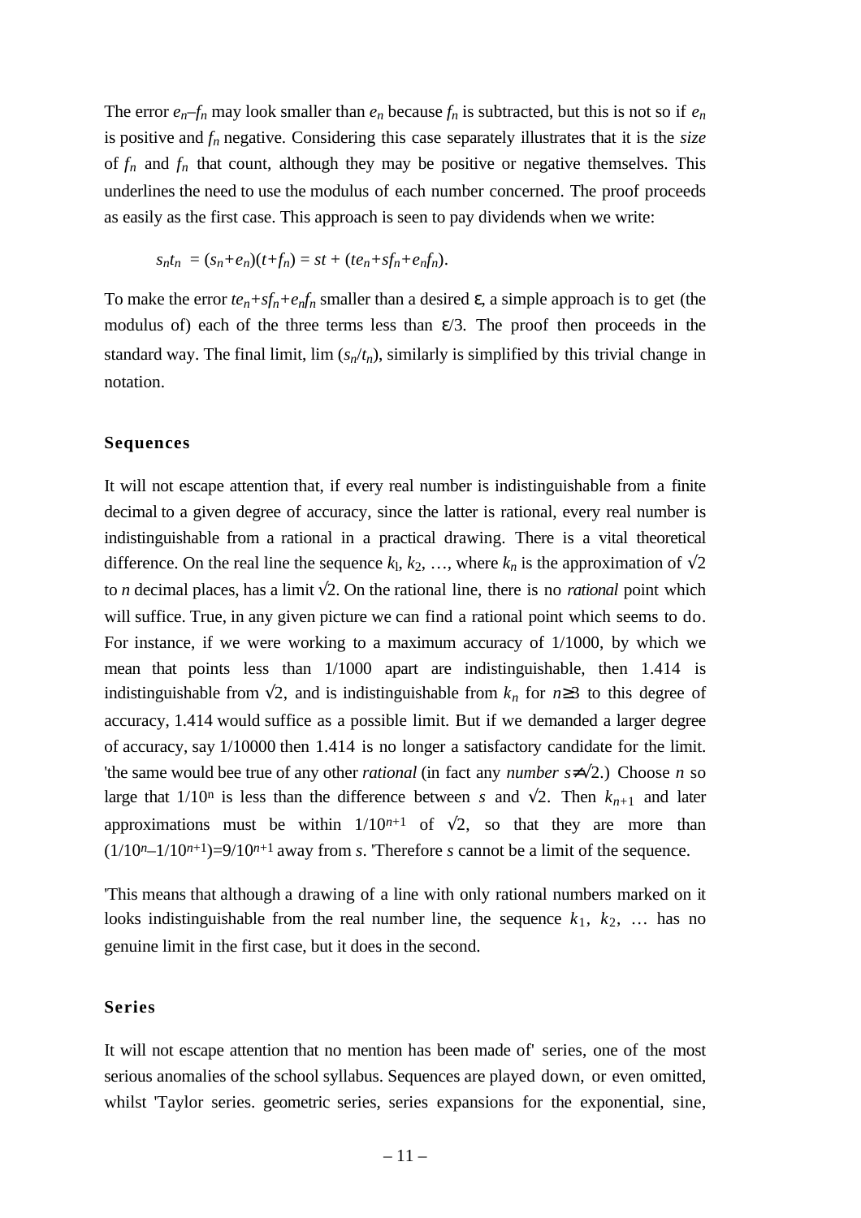The error $e_n$–$f_n$ may look smaller than $e_n$ because $f_n$ is subtracted, but this is not so if $e_n$ is positive and $f_n$ negative. Considering this case separately illustrates that it is the *size* of $f_n$ and $f_n$ that count, although they may be positive or negative themselves. This underlines the need to use the modulus of each number concerned. The proof proceeds as easily as the first case. This approach is seen to pay dividends when we write:

$$s_n t_n = (s_n+e_n)(t+f_n) = st + (te_n+sf_n+e_nf_n).$$

To make the error $te_n+sf_n+e_nf_n$ smaller than a desired $\varepsilon$, a simple approach is to get (the modulus of) each of the three terms less than $\varepsilon/3$. The proof then proceeds in the standard way. The final limit, lim $(s_n/t_n)$, similarly is simplified by this trivial change in notation.

## Sequences

It will not escape attention that, if every real number is indistinguishable from a finite decimal to a given degree of accuracy, since the latter is rational, every real number is indistinguishable from a rational in a practical drawing. There is a vital theoretical difference. On the real line the sequence $k_1$, $k_2$, …, where $k_n$ is the approximation of √2 to *n* decimal places, has a limit √2. On the rational line, there is no *rational* point which will suffice. True, in any given picture we can find a rational point which seems to do. For instance, if we were working to a maximum accuracy of 1/1000, by which we mean that points less than 1/1000 apart are indistinguishable, then 1.414 is indistinguishable from √2, and is indistinguishable from $k_n$ for $n\geq 3$ to this degree of accuracy, 1.414 would suffice as a possible limit. But if we demanded a larger degree of accuracy, say 1/10000 then 1.414 is no longer a satisfactory candidate for the limit. 'the same would bee true of any other *rational* (in fact any *number* $s\neq\sqrt{2}$.) Choose *n* so large that $1/10^n$ is less than the difference between *s* and √2. Then $k_{n+1}$ and later approximations must be within $1/10^{n+1}$ of √2, so that they are more than $(1/10^n–1/10^{n+1})=9/10^{n+1}$ away from *s*. 'Therefore *s* cannot be a limit of the sequence.

'This means that although a drawing of a line with only rational numbers marked on it looks indistinguishable from the real number line, the sequence $k_1$, $k_2$, … has no genuine limit in the first case, but it does in the second.

## Series

It will not escape attention that no mention has been made of' series, one of the most serious anomalies of the school syllabus. Sequences are played down, or even omitted, whilst 'Taylor series. geometric series, series expansions for the exponential, sine,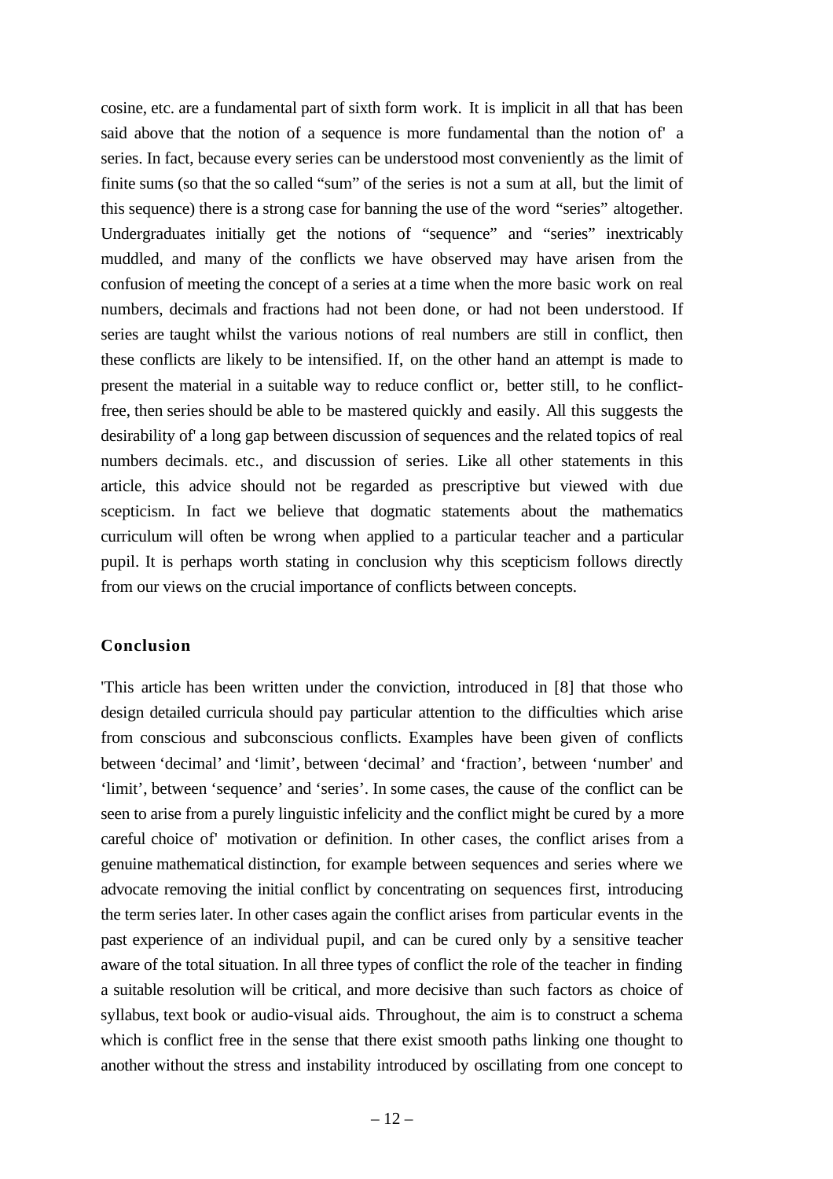cosine, etc. are a fundamental part of sixth form work. It is implicit in all that has been said above that the notion of a sequence is more fundamental than the notion of' a series. In fact, because every series can be understood most conveniently as the limit of finite sums (so that the so called "sum" of the series is not a sum at all, but the limit of this sequence) there is a strong case for banning the use of the word "series" altogether. Undergraduates initially get the notions of "sequence" and "series" inextricably muddled, and many of the conflicts we have observed may have arisen from the confusion of meeting the concept of a series at a time when the more basic work on real numbers, decimals and fractions had not been done, or had not been understood. If series are taught whilst the various notions of real numbers are still in conflict, then these conflicts are likely to be intensified. If, on the other hand an attempt is made to present the material in a suitable way to reduce conflict or, better still, to he conflict-free, then series should be able to be mastered quickly and easily. All this suggests the desirability of' a long gap between discussion of sequences and the related topics of real numbers decimals. etc., and discussion of series. Like all other statements in this article, this advice should not be regarded as prescriptive but viewed with due scepticism. In fact we believe that dogmatic statements about the mathematics curriculum will often be wrong when applied to a particular teacher and a particular pupil. It is perhaps worth stating in conclusion why this scepticism follows directly from our views on the crucial importance of conflicts between concepts.

## Conclusion

'This article has been written under the conviction, introduced in [8] that those who design detailed curricula should pay particular attention to the difficulties which arise from conscious and subconscious conflicts. Examples have been given of conflicts between 'decimal' and 'limit', between 'decimal' and 'fraction', between 'number' and 'limit', between 'sequence' and 'series'. In some cases, the cause of the conflict can be seen to arise from a purely linguistic infelicity and the conflict might be cured by a more careful choice of' motivation or definition. In other cases, the conflict arises from a genuine mathematical distinction, for example between sequences and series where we advocate removing the initial conflict by concentrating on sequences first, introducing the term series later. In other cases again the conflict arises from particular events in the past experience of an individual pupil, and can be cured only by a sensitive teacher aware of the total situation. In all three types of conflict the role of the teacher in finding a suitable resolution will be critical, and more decisive than such factors as choice of syllabus, text book or audio-visual aids. Throughout, the aim is to construct a schema which is conflict free in the sense that there exist smooth paths linking one thought to another without the stress and instability introduced by oscillating from one concept to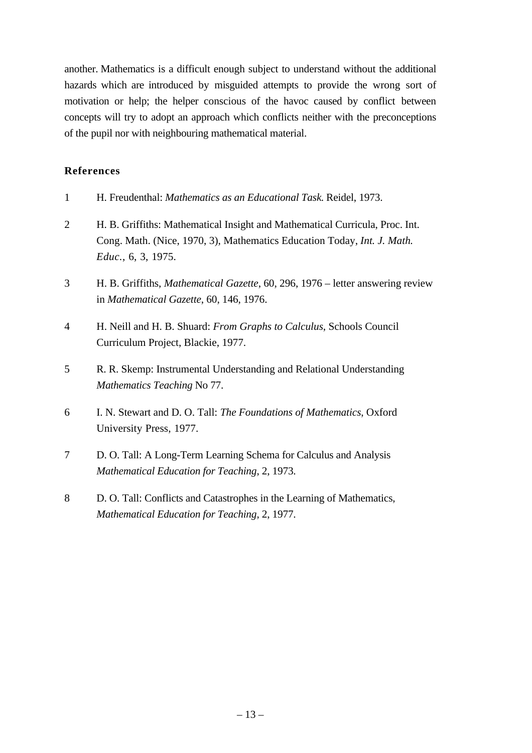another. Mathematics is a difficult enough subject to understand without the additional hazards which are introduced by misguided attempts to provide the wrong sort of motivation or help; the helper conscious of the havoc caused by conflict between concepts will try to adopt an approach which conflicts neither with the preconceptions of the pupil nor with neighbouring mathematical material.

## References

1. H. Freudenthal: *Mathematics as an Educational Task.* Reidel, 1973.

2. H. B. Griffiths: Mathematical Insight and Mathematical Curricula, Proc. Int. Cong. Math. (Nice, 1970, 3), Mathematics Education Today, *Int. J. Math. Educ.*, 6, 3, 1975.

3. H. B. Griffiths, *Mathematical Gazette*, 60, 296, 1976 – letter answering review in *Mathematical Gazette*, 60, 146, 1976.

4. H. Neill and H. B. Shuard: *From Graphs to Calculus*, Schools Council Curriculum Project, Blackie, 1977.

5. R. R. Skemp: Instrumental Understanding and Relational Understanding *Mathematics Teaching* No 77.

6. I. N. Stewart and D. O. Tall: *The Foundations of Mathematics*, Oxford University Press, 1977.

7. D. O. Tall: A Long-Term Learning Schema for Calculus and Analysis *Mathematical Education for Teaching*, 2, 1973.

8. D. O. Tall: Conflicts and Catastrophes in the Learning of Mathematics, *Mathematical Education for Teaching*, 2, 1977.